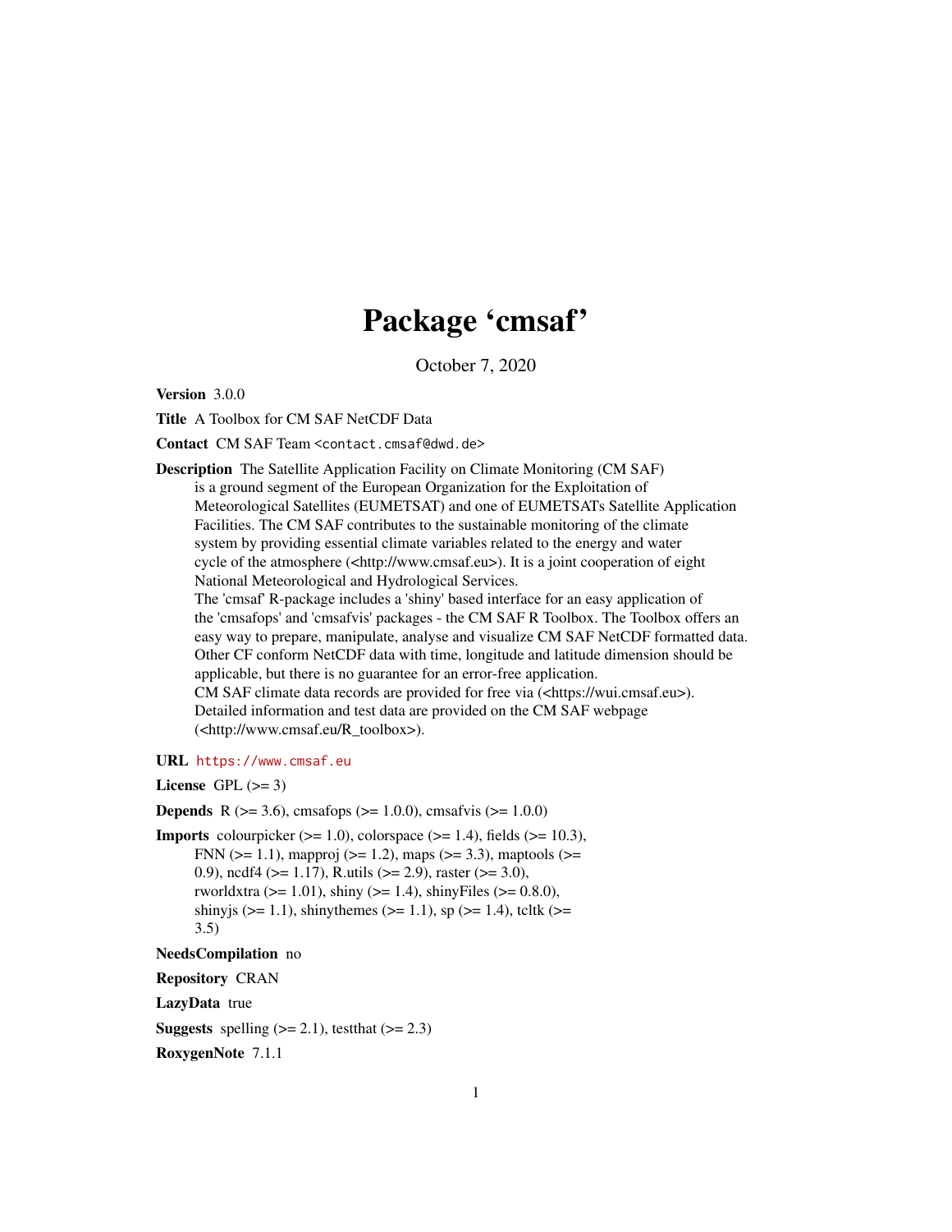# Package 'cmsaf'

October 7, 2020

**Version** 3.0.0

**Title** A Toolbox for CM SAF NetCDF Data

**Contact** CM SAF Team <contact.cmsaf@dwd.de>

**Description** The Satellite Application Facility on Climate Monitoring (CM SAF) is a ground segment of the European Organization for the Exploitation of Meteorological Satellites (EUMETSAT) and one of EUMETSATs Satellite Application Facilities. The CM SAF contributes to the sustainable monitoring of the climate system by providing essential climate variables related to the energy and water cycle of the atmosphere (<http://www.cmsaf.eu>). It is a joint cooperation of eight National Meteorological and Hydrological Services.
The 'cmsaf' R-package includes a 'shiny' based interface for an easy application of the 'cmsafops' and 'cmsafvis' packages - the CM SAF R Toolbox. The Toolbox offers an easy way to prepare, manipulate, analyse and visualize CM SAF NetCDF formatted data. Other CF conform NetCDF data with time, longitude and latitude dimension should be applicable, but there is no guarantee for an error-free application.
CM SAF climate data records are provided for free via (<https://wui.cmsaf.eu>).
Detailed information and test data are provided on the CM SAF webpage (<http://www.cmsaf.eu/R_toolbox>).

**URL** https://www.cmsaf.eu

**License** GPL (>= 3)

**Depends** R (>= 3.6), cmsafops (>= 1.0.0), cmsafvis (>= 1.0.0)

**Imports** colourpicker (>= 1.0), colorspace (>= 1.4), fields (>= 10.3), FNN (>= 1.1), mapproj (>= 1.2), maps (>= 3.3), maptools (>= 0.9), ncdf4 (>= 1.17), R.utils (>= 2.9), raster (>= 3.0), rworldxtra (>= 1.01), shiny (>= 1.4), shinyFiles (>= 0.8.0), shinyjs (>= 1.1), shinythemes (>= 1.1), sp (>= 1.4), tcltk (>= 3.5)

**NeedsCompilation** no

**Repository** CRAN

**LazyData** true

**Suggests** spelling (>= 2.1), testthat (>= 2.3)

**RoxygenNote** 7.1.1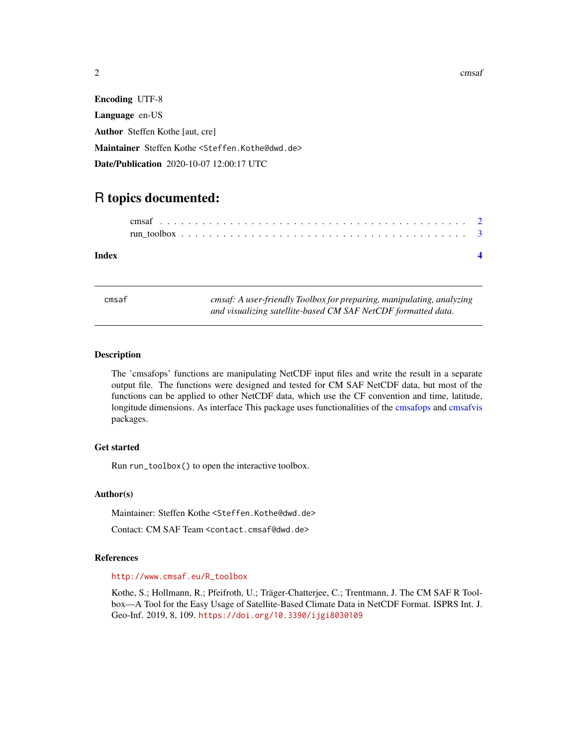**Encoding** UTF-8

**Language** en-US

**Author** Steffen Kothe [aut, cre]

**Maintainer** Steffen Kothe <Steffen.Kothe@dwd.de>

**Date/Publication** 2020-10-07 12:00:17 UTC

# R topics documented:

- cmsaf . . . . . . . . . . . . . . . . . . . . . . . . . . . . . . . . . . . . . . . . . . 2
- run_toolbox . . . . . . . . . . . . . . . . . . . . . . . . . . . . . . . . . . . . . . 3

**Index** **4**

---

| cmsaf | *cmsaf: A user-friendly Toolbox for preparing, manipulating, analyzing and visualizing satellite-based CM SAF NetCDF formatted data.* |
|---|---|

---

### Description

The 'cmsafops' functions are manipulating NetCDF input files and write the result in a separate output file. The functions were designed and tested for CM SAF NetCDF data, but most of the functions can be applied to other NetCDF data, which use the CF convention and time, latitude, longitude dimensions. As interface This package uses functionalities of the cmsafops and cmsafvis packages.

### Get started

Run `run_toolbox()` to open the interactive toolbox.

### Author(s)

Maintainer: Steffen Kothe <Steffen.Kothe@dwd.de>

Contact: CM SAF Team <contact.cmsaf@dwd.de>

### References

http://www.cmsaf.eu/R_toolbox

Kothe, S.; Hollmann, R.; Pfeifroth, U.; Träger-Chatterjee, C.; Trentmann, J. The CM SAF R Toolbox—A Tool for the Easy Usage of Satellite-Based Climate Data in NetCDF Format. ISPRS Int. J. Geo-Inf. 2019, 8, 109. https://doi.org/10.3390/ijgi8030109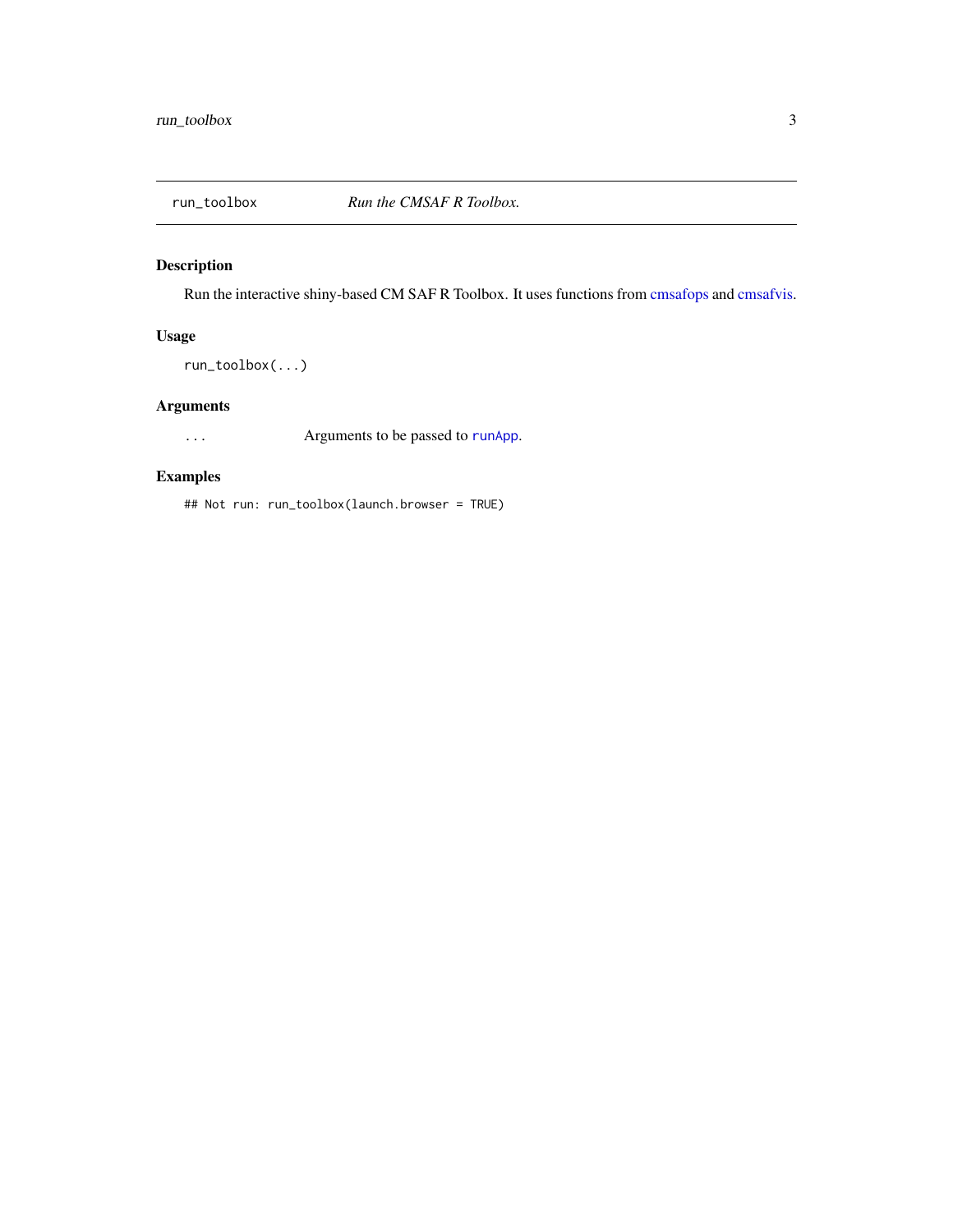`run_toolbox` *Run the CMSAF R Toolbox.*

## Description

Run the interactive shiny-based CM SAF R Toolbox. It uses functions from cmsafops and cmsafvis.

## Usage

```
run_toolbox(...)
```

## Arguments

| | |
|---|---|
| `...` | Arguments to be passed to `runApp`. |

## Examples

```
## Not run: run_toolbox(launch.browser = TRUE)
```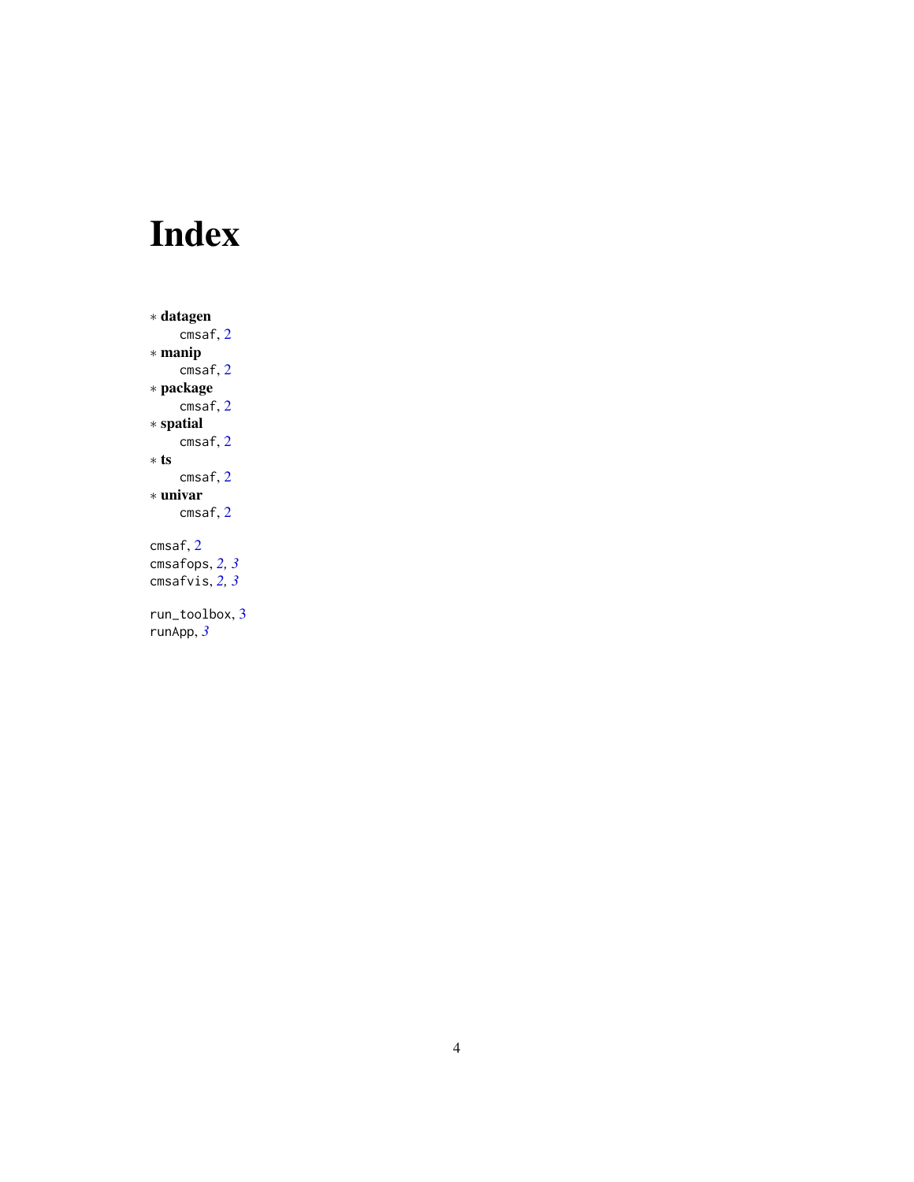# Index

∗ **datagen**
  cmsaf, 2

∗ **manip**
  cmsaf, 2

∗ **package**
  cmsaf, 2

∗ **spatial**
  cmsaf, 2

∗ **ts**
  cmsaf, 2

∗ **univar**
  cmsaf, 2

cmsaf, 2
cmsafops, *2, 3*
cmsafvis, *2, 3*

run_toolbox, 3
runApp, *3*